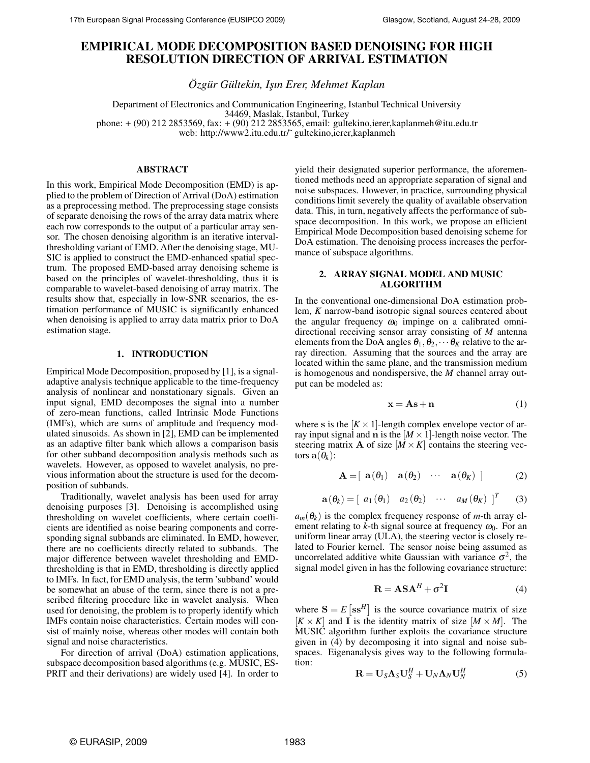# EMPIRICAL MODE DECOMPOSITION BASED DENOISING FOR HIGH RESOLUTION DIRECTION OF ARRIVAL ESTIMATION

*Özgür Gültekin, Işın Erer, Mehmet Kaplan*

Department of Electronics and Communication Engineering, Istanbul Technical University
34469, Maslak, Istanbul, Turkey
phone: + (90) 212 2853569, fax: + (90) 212 2853565, email: gultekino,ierer,kaplanmeh@itu.edu.tr
web: http://www2.itu.edu.tr/~ gultekino,ierer,kaplanmeh

## ABSTRACT

In this work, Empirical Mode Decomposition (EMD) is applied to the problem of Direction of Arrival (DoA) estimation as a preprocessing method. The preprocessing stage consists of separate denoising the rows of the array data matrix where each row corresponds to the output of a particular array sensor. The chosen denoising algorithm is an iterative interval-thresholding variant of EMD. After the denoising stage, MUSIC is applied to construct the EMD-enhanced spatial spectrum. The proposed EMD-based array denoising scheme is based on the principles of wavelet-thresholding, thus it is comparable to wavelet-based denoising of array matrix. The results show that, especially in low-SNR scenarios, the estimation performance of MUSIC is significantly enhanced when denoising is applied to array data matrix prior to DoA estimation stage.

## 1. INTRODUCTION

Empirical Mode Decomposition, proposed by [1], is a signal-adaptive analysis technique applicable to the time-frequency analysis of nonlinear and nonstationary signals. Given an input signal, EMD decomposes the signal into a number of zero-mean functions, called Intrinsic Mode Functions (IMFs), which are sums of amplitude and frequency modulated sinusoids. As shown in [2], EMD can be implemented as an adaptive filter bank which allows a comparison basis for other subband decomposition analysis methods such as wavelets. However, as opposed to wavelet analysis, no previous information about the structure is used for the decomposition of subbands.

Traditionally, wavelet analysis has been used for array denoising purposes [3]. Denoising is accomplished using thresholding on wavelet coefficients, where certain coefficients are identified as noise bearing components and corresponding signal subbands are eliminated. In EMD, however, there are no coefficients directly related to subbands. The major difference between wavelet thresholding and EMD-thresholding is that in EMD, thresholding is directly applied to IMFs. In fact, for EMD analysis, the term 'subband' would be somewhat an abuse of the term, since there is not a prescribed filtering procedure like in wavelet analysis. When used for denoising, the problem is to properly identify which IMFs contain noise characteristics. Certain modes will consist of mainly noise, whereas other modes will contain both signal and noise characteristics.

For direction of arrival (DoA) estimation applications, subspace decomposition based algorithms (e.g. MUSIC, ESPRIT and their derivations) are widely used [4]. In order to yield their designated superior performance, the aforementioned methods need an appropriate separation of signal and noise subspaces. However, in practice, surrounding physical conditions limit severely the quality of available observation data. This, in turn, negatively affects the performance of subspace decomposition. In this work, we propose an efficient Empirical Mode Decomposition based denoising scheme for DoA estimation. The denoising process increases the performance of subspace algorithms.

## 2. ARRAY SIGNAL MODEL AND MUSIC ALGORITHM

In the conventional one-dimensional DoA estimation problem, $K$ narrow-band isotropic signal sources centered about the angular frequency $\omega_0$ impinge on a calibrated omnidirectional receiving sensor array consisting of $M$ antenna elements from the DoA angles $\theta_1, \theta_2, \cdots \theta_K$ relative to the array direction. Assuming that the sources and the array are located within the same plane, and the transmission medium is homogenous and nondispersive, the $M$ channel array output can be modeled as:

$$\mathbf{x} = \mathbf{A}\mathbf{s} + \mathbf{n} \tag{1}$$

where $\mathbf{s}$ is the $[K \times 1]$-length complex envelope vector of array input signal and $\mathbf{n}$ is the $[M \times 1]$-length noise vector. The steering matrix $\mathbf{A}$ of size $[M \times K]$ contains the steering vectors $\mathbf{a}(\theta_k)$:

$$\mathbf{A} = [\begin{array}{cccc} \mathbf{a}(\theta_1) & \mathbf{a}(\theta_2) & \cdots & \mathbf{a}(\theta_K) \end{array}] \tag{2}$$

$$\mathbf{a}(\theta_k) = [\begin{array}{cccc} a_1(\theta_1) & a_2(\theta_2) & \cdots & a_M(\theta_K) \end{array}]^T \tag{3}$$

$a_m(\theta_k)$ is the complex frequency response of $m$-th array element relating to $k$-th signal source at frequency $\omega_0$. For an uniform linear array (ULA), the steering vector is closely related to Fourier kernel. The sensor noise being assumed as uncorrelated additive white Gaussian with variance $\sigma^2$, the signal model given in has the following covariance structure:

$$\mathbf{R} = \mathbf{A}\mathbf{S}\mathbf{A}^H + \sigma^2\mathbf{I} \tag{4}$$

where $\mathbf{S} = E\left[\mathbf{s}\mathbf{s}^H\right]$ is the source covariance matrix of size $[K \times K]$ and $\mathbf{I}$ is the identity matrix of size $[M \times M]$. The MUSIC algorithm further exploits the covariance structure given in (4) by decomposing it into signal and noise subspaces. Eigenanalysis gives way to the following formulation:

$$\mathbf{R} = \mathbf{U}_S\mathbf{\Lambda}_S\mathbf{U}_S^H + \mathbf{U}_N\mathbf{\Lambda}_N\mathbf{U}_N^H \tag{5}$$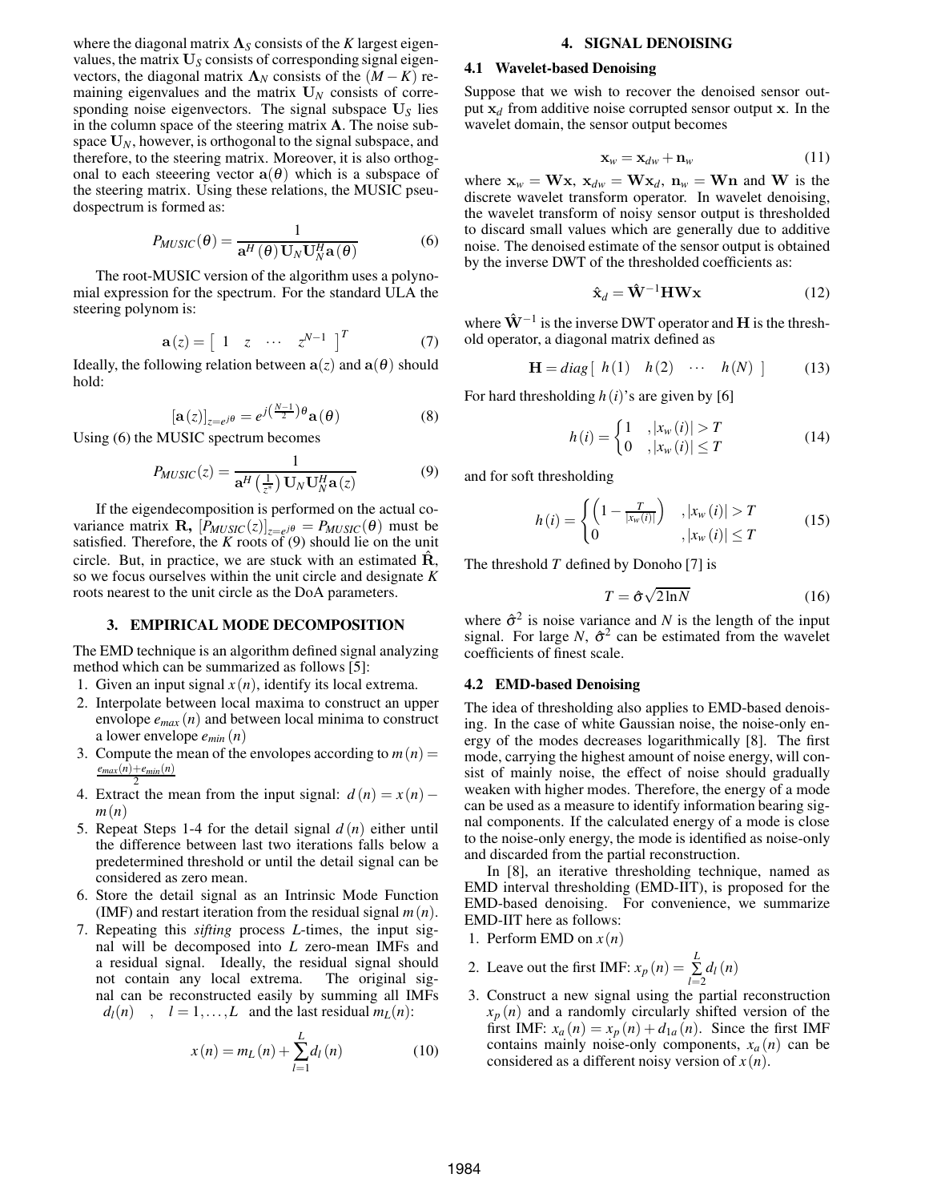where the diagonal matrix $\mathbf{\Lambda}_S$ consists of the $K$ largest eigenvalues, the matrix $\mathbf{U}_S$ consists of corresponding signal eigenvectors, the diagonal matrix $\mathbf{\Lambda}_N$ consists of the $(M-K)$ remaining eigenvalues and the matrix $\mathbf{U}_N$ consists of corresponding noise eigenvectors. The signal subspace $\mathbf{U}_S$ lies in the column space of the steering matrix $\mathbf{A}$. The noise subspace $\mathbf{U}_N$, however, is orthogonal to the signal subspace, and therefore, to the steering matrix. Moreover, it is also orthogonal to each steeering vector $\mathbf{a}(\theta)$ which is a subspace of the steering matrix. Using these relations, the MUSIC pseudospectrum is formed as:

$$P_{MUSIC}(\theta) = \frac{1}{\mathbf{a}^H(\theta)\mathbf{U}_N\mathbf{U}_N^H\mathbf{a}(\theta)} \tag{6}$$

The root-MUSIC version of the algorithm uses a polynomial expression for the spectrum. For the standard ULA the steering polynom is:

$$\mathbf{a}(z) = \begin{bmatrix} 1 & z & \cdots & z^{N-1} \end{bmatrix}^T \tag{7}$$

Ideally, the following relation between $\mathbf{a}(z)$ and $\mathbf{a}(\theta)$ should hold:

$$[\mathbf{a}(z)]_{z=e^{j\theta}} = e^{j\left(\frac{N-1}{2}\right)\theta}\mathbf{a}(\theta) \tag{8}$$

Using (6) the MUSIC spectrum becomes

$$P_{MUSIC}(z) = \frac{1}{\mathbf{a}^H\left(\frac{1}{z^*}\right)\mathbf{U}_N\mathbf{U}_N^H\mathbf{a}(z)} \tag{9}$$

If the eigendecomposition is performed on the actual covariance matrix $\mathbf{R}$, $[P_{MUSIC}(z)]_{z=e^{j\theta}} = P_{MUSIC}(\theta)$ must be satisfied. Therefore, the $K$ roots of (9) should lie on the unit circle. But, in practice, we are stuck with an estimated $\hat{\mathbf{R}}$, so we focus ourselves within the unit circle and designate $K$ roots nearest to the unit circle as the DoA parameters.

## 3. EMPIRICAL MODE DECOMPOSITION

The EMD technique is an algorithm defined signal analyzing method which can be summarized as follows [5]:

1. Given an input signal $x(n)$, identify its local extrema.
2. Interpolate between local maxima to construct an upper envelope $e_{max}(n)$ and between local minima to construct a lower envelope $e_{min}(n)$
3. Compute the mean of the envolopes according to $m(n) = \frac{e_{max}(n)+e_{min}(n)}{2}$
4. Extract the mean from the input signal: $d(n) = x(n) - m(n)$
5. Repeat Steps 1-4 for the detail signal $d(n)$ either until the difference between last two iterations falls below a predetermined threshold or until the detail signal can be considered as zero mean.
6. Store the detail signal as an Intrinsic Mode Function (IMF) and restart iteration from the residual signal $m(n)$.
7. Repeating this *sifting* process $L$-times, the input signal will be decomposed into $L$ zero-mean IMFs and a residual signal. Ideally, the residual signal should not contain any local extrema. The original signal can be reconstructed easily by summing all IMFs $d_l(n) \quad , \quad l = 1,\ldots,L$ and the last residual $m_L(n)$:

$$x(n) = m_L(n) + \sum_{l=1}^{L} d_l(n) \tag{10}$$

## 4. SIGNAL DENOISING

### 4.1 Wavelet-based Denoising

Suppose that we wish to recover the denoised sensor output $\mathbf{x}_d$ from additive noise corrupted sensor output $\mathbf{x}$. In the wavelet domain, the sensor output becomes

$$\mathbf{x}_w = \mathbf{x}_{dw} + \mathbf{n}_w \tag{11}$$

where $\mathbf{x}_w = \mathbf{W}\mathbf{x}$, $\mathbf{x}_{dw} = \mathbf{W}\mathbf{x}_d$, $\mathbf{n}_w = \mathbf{W}\mathbf{n}$ and $\mathbf{W}$ is the discrete wavelet transform operator. In wavelet denoising, the wavelet transform of noisy sensor output is thresholded to discard small values which are generally due to additive noise. The denoised estimate of the sensor output is obtained by the inverse DWT of the thresholded coefficients as:

$$\hat{\mathbf{x}}_d = \hat{\mathbf{W}}^{-1}\mathbf{H}\mathbf{W}\mathbf{x} \tag{12}$$

where $\hat{\mathbf{W}}^{-1}$ is the inverse DWT operator and $\mathbf{H}$ is the threshold operator, a diagonal matrix defined as

$$\mathbf{H} = diag\begin{bmatrix} h(1) & h(2) & \cdots & h(N) \end{bmatrix} \tag{13}$$

For hard thresholding $h(i)$'s are given by [6]

$$h(i) = \begin{cases} 1 & ,|x_w(i)| > T \\ 0 & ,|x_w(i)| \leq T \end{cases} \tag{14}$$

and for soft thresholding

$$h(i) = \begin{cases} \left(1 - \frac{T}{|x_w(i)|}\right) & ,|x_w(i)| > T \\ 0 & ,|x_w(i)| \leq T \end{cases} \tag{15}$$

The threshold $T$ defined by Donoho [7] is

$$T = \hat{\sigma}\sqrt{2\ln N} \tag{16}$$

where $\hat{\sigma}^2$ is noise variance and $N$ is the length of the input signal. For large $N$, $\hat{\sigma}^2$ can be estimated from the wavelet coefficients of finest scale.

### 4.2 EMD-based Denoising

The idea of thresholding also applies to EMD-based denoising. In the case of white Gaussian noise, the noise-only energy of the modes decreases logarithmically [8]. The first mode, carrying the highest amount of noise energy, will consist of mainly noise, the effect of noise should gradually weaken with higher modes. Therefore, the energy of a mode can be used as a measure to identify information bearing signal components. If the calculated energy of a mode is close to the noise-only energy, the mode is identified as noise-only and discarded from the partial reconstruction.

In [8], an iterative thresholding technique, named as EMD interval thresholding (EMD-IIT), is proposed for the EMD-based denoising. For convenience, we summarize EMD-IIT here as follows:

1. Perform EMD on $x(n)$
2. Leave out the first IMF: $x_p(n) = \sum_{l=2}^{L} d_l(n)$
3. Construct a new signal using the partial reconstruction $x_p(n)$ and a randomly circularly shifted version of the first IMF: $x_a(n) = x_p(n) + d_{1a}(n)$. Since the first IMF contains mainly noise-only components, $x_a(n)$ can be considered as a different noisy version of $x(n)$.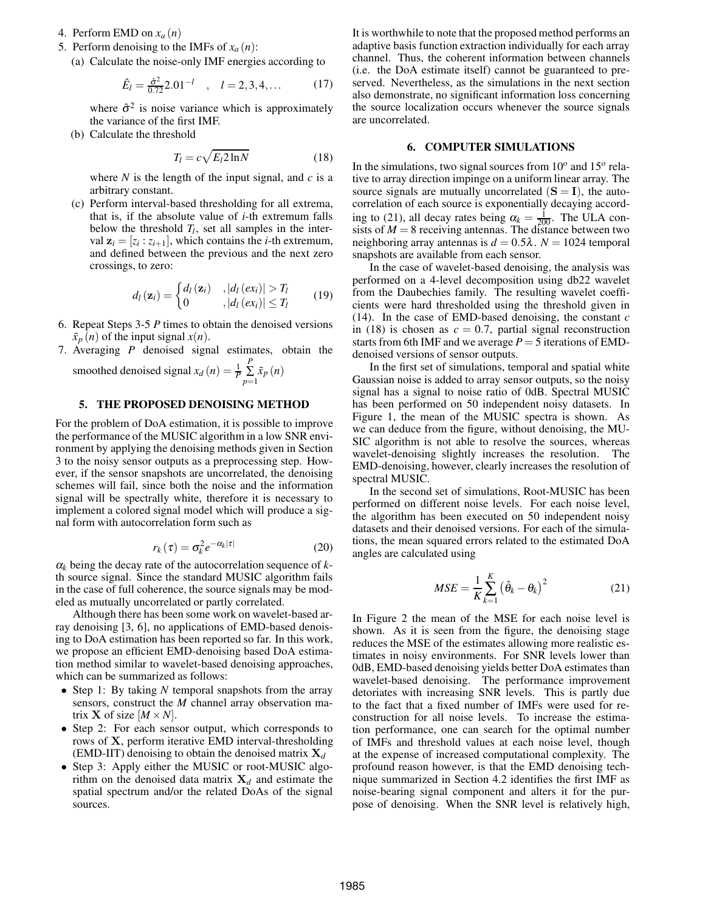4. Perform EMD on $x_a(n)$
5. Perform denoising to the IMFs of $x_a(n)$:
   (a) Calculate the noise-only IMF energies according to

$$\hat{E}_l = \frac{\hat{\sigma}^2}{0.72} 2.01^{-l} \quad , \quad l = 2,3,4,\ldots \tag{17}$$

   where $\hat{\sigma}^2$ is noise variance which is approximately the variance of the first IMF.

   (b) Calculate the threshold

$$T_l = c\sqrt{E_l 2 \ln N} \tag{18}$$

   where $N$ is the length of the input signal, and $c$ is a arbitrary constant.

   (c) Perform interval-based thresholding for all extrema, that is, if the absolute value of $i$-th extremum falls below the threshold $T_l$, set all samples in the interval $\mathbf{z}_i = [z_i : z_{i+1}]$, which contains the $i$-th extremum, and defined between the previous and the next zero crossings, to zero:

$$d_l(\mathbf{z}_i) = \begin{cases} d_l(\mathbf{z}_i) & ,|d_l(ex_i)| > T_l \\ 0 & ,|d_l(ex_i)| \leq T_l \end{cases} \tag{19}$$

6. Repeat Steps 3-5 $P$ times to obtain the denoised versions $\tilde{x}_p(n)$ of the input signal $x(n)$.
7. Averaging $P$ denoised signal estimates, obtain the smoothed denoised signal $x_d(n) = \frac{1}{P}\sum_{p=1}^{P}\tilde{x}_p(n)$

## 5. THE PROPOSED DENOISING METHOD

For the problem of DoA estimation, it is possible to improve the performance of the MUSIC algorithm in a low SNR environment by applying the denoising methods given in Section 3 to the noisy sensor outputs as a preprocessing step. However, if the sensor snapshots are uncorrelated, the denoising schemes will fail, since both the noise and the information signal will be spectrally white, therefore it is necessary to implement a colored signal model which will produce a signal form with autocorrelation form such as

$$r_k(\tau) = \sigma_k^2 e^{-\alpha_k|\tau|} \tag{20}$$

$\alpha_k$ being the decay rate of the autocorrelation sequence of $k$-th source signal. Since the standard MUSIC algorithm fails in the case of full coherence, the source signals may be modeled as mutually uncorrelated or partly correlated.

Although there has been some work on wavelet-based array denoising [3, 6], no applications of EMD-based denoising to DoA estimation has been reported so far. In this work, we propose an efficient EMD-denoising based DoA estimation method similar to wavelet-based denoising approaches, which can be summarized as follows:

- Step 1: By taking $N$ temporal snapshots from the array sensors, construct the $M$ channel array observation matrix $\mathbf{X}$ of size $[M \times N]$.
- Step 2: For each sensor output, which corresponds to rows of $\mathbf{X}$, perform iterative EMD interval-thresholding (EMD-IIT) denoising to obtain the denoised matrix $\mathbf{X}_d$
- Step 3: Apply either the MUSIC or root-MUSIC algorithm on the denoised data matrix $\mathbf{X}_d$ and estimate the spatial spectrum and/or the related DoAs of the signal sources.

It is worthwhile to note that the proposed method performs an adaptive basis function extraction individually for each array channel. Thus, the coherent information between channels (i.e. the DoA estimate itself) cannot be guaranteed to preserved. Nevertheless, as the simulations in the next section also demonstrate, no significant information loss concerning the source localization occurs whenever the source signals are uncorrelated.

## 6. COMPUTER SIMULATIONS

In the simulations, two signal sources from $10^o$ and $15^o$ relative to array direction impinge on a uniform linear array. The source signals are mutually uncorrelated ($\mathbf{S} = \mathbf{I}$), the autocorrelation of each source is exponentially decaying according to (21), all decay rates being $\alpha_k = \frac{1}{200}$. The ULA consists of $M = 8$ receiving antennas. The distance between two neighboring array antennas is $d = 0.5\lambda$. $N = 1024$ temporal snapshots are available from each sensor.

In the case of wavelet-based denoising, the analysis was performed on a 4-level decomposition using db22 wavelet from the Daubechies family. The resulting wavelet coefficients were hard thresholded using the threshold given in (14). In the case of EMD-based denoising, the constant $c$ in (18) is chosen as $c = 0.7$, partial signal reconstruction starts from 6th IMF and we average $P = 5$ iterations of EMD-denoised versions of sensor outputs.

In the first set of simulations, temporal and spatial white Gaussian noise is added to array sensor outputs, so the noisy signal has a signal to noise ratio of 0dB. Spectral MUSIC has been performed on 50 independent noisy datasets. In Figure 1, the mean of the MUSIC spectra is shown. As we can deduce from the figure, without denoising, the MUSIC algorithm is not able to resolve the sources, whereas wavelet-denoising slightly increases the resolution. The EMD-denoising, however, clearly increases the resolution of spectral MUSIC.

In the second set of simulations, Root-MUSIC has been performed on different noise levels. For each noise level, the algorithm has been executed on 50 independent noisy datasets and their denoised versions. For each of the simulations, the mean squared errors related to the estimated DoA angles are calculated using

$$MSE = \frac{1}{K}\sum_{k=1}^{K}\left(\hat{\theta}_k - \theta_k\right)^2 \tag{21}$$

In Figure 2 the mean of the MSE for each noise level is shown. As it is seen from the figure, the denoising stage reduces the MSE of the estimates allowing more realistic estimates in noisy environments. For SNR levels lower than 0dB, EMD-based denoising yields better DoA estimates than wavelet-based denoising. The performance improvement detoriates with increasing SNR levels. This is partly due to the fact that a fixed number of IMFs were used for reconstruction for all noise levels. To increase the estimation performance, one can search for the optimal number of IMFs and threshold values at each noise level, though at the expense of increased computational complexity. The profound reason however, is that the EMD denoising technique summarized in Section 4.2 identifies the first IMF as noise-bearing signal component and alters it for the purpose of denoising. When the SNR level is relatively high,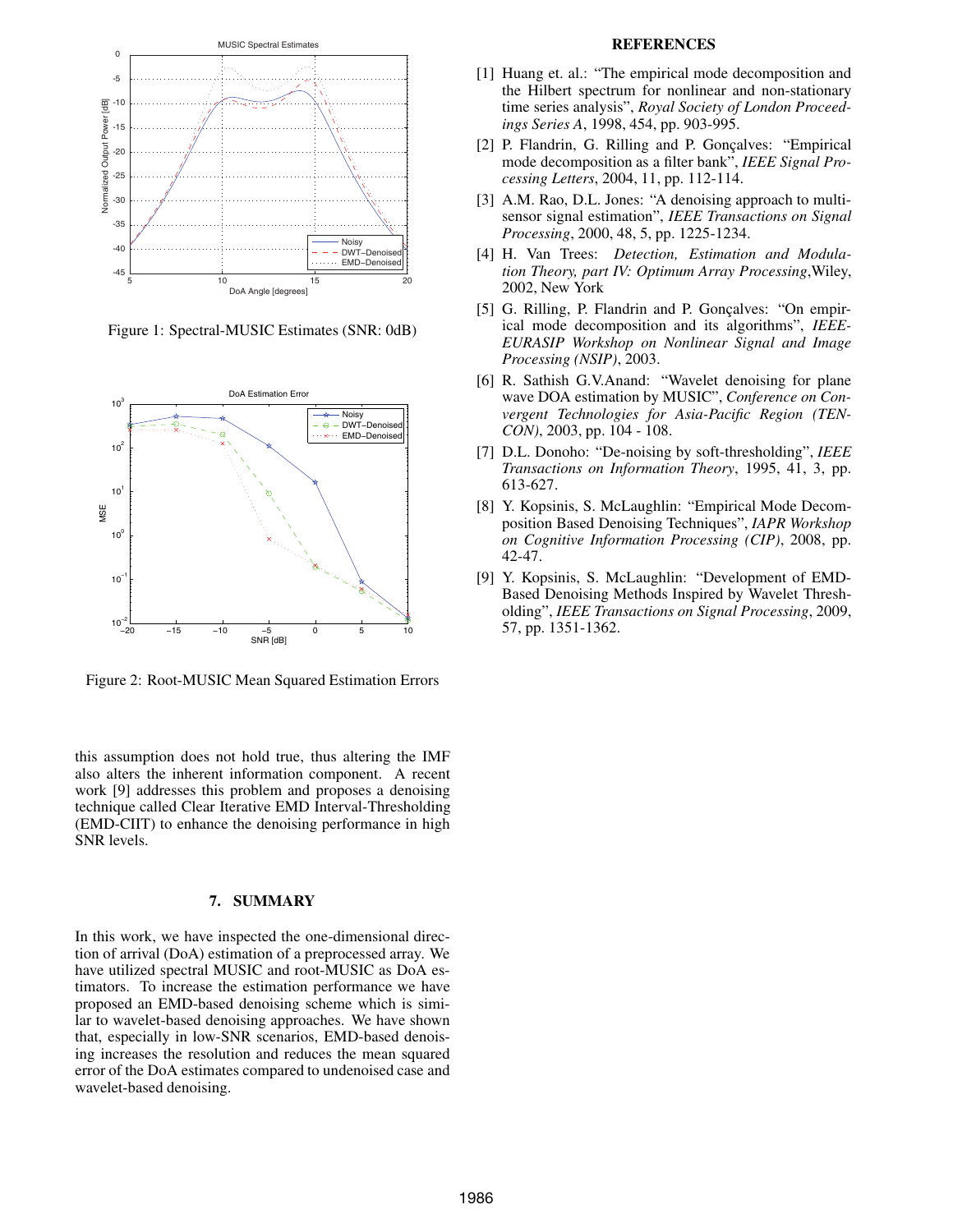MUSIC Spectral Estimates

Normalized Output Power [dB]

0
-5
-10
-15
-20
-25
-30
-35
-40
-45

5
10
15
20

DoA Angle [degrees]

Noisy
DWT–Denoised
EMD–Denoised

Figure 1: Spectral-MUSIC Estimates (SNR: 0dB)

DoA Estimation Error

MSE

$10^3$
$10^2$
$10^1$
$10^0$
$10^{-1}$
$10^{-2}$

–20
–15
–10
–5
0
5
10

SNR [dB]

Noisy
DWT–Denoised
EMD–Denoised

Figure 2: Root-MUSIC Mean Squared Estimation Errors

this assumption does not hold true, thus altering the IMF also alters the inherent information component. A recent work [9] addresses this problem and proposes a denoising technique called Clear Iterative EMD Interval-Thresholding (EMD-CIIT) to enhance the denoising performance in high SNR levels.

## 7. SUMMARY

In this work, we have inspected the one-dimensional direction of arrival (DoA) estimation of a preprocessed array. We have utilized spectral MUSIC and root-MUSIC as DoA estimators. To increase the estimation performance we have proposed an EMD-based denoising scheme which is similar to wavelet-based denoising approaches. We have shown that, especially in low-SNR scenarios, EMD-based denoising increases the resolution and reduces the mean squared error of the DoA estimates compared to undenoised case and wavelet-based denoising.

## REFERENCES

[1] Huang et. al.: "The empirical mode decomposition and the Hilbert spectrum for nonlinear and non-stationary time series analysis", *Royal Society of London Proceedings Series A*, 1998, 454, pp. 903-995.

[2] P. Flandrin, G. Rilling and P. Gonçalves: "Empirical mode decomposition as a filter bank", *IEEE Signal Processing Letters*, 2004, 11, pp. 112-114.

[3] A.M. Rao, D.L. Jones: "A denoising approach to multisensor signal estimation", *IEEE Transactions on Signal Processing*, 2000, 48, 5, pp. 1225-1234.

[4] H. Van Trees: *Detection, Estimation and Modulation Theory, part IV: Optimum Array Processing*,Wiley, 2002, New York

[5] G. Rilling, P. Flandrin and P. Gonçalves: "On empirical mode decomposition and its algorithms", *IEEE-EURASIP Workshop on Nonlinear Signal and Image Processing (NSIP)*, 2003.

[6] R. Sathish G.V.Anand: "Wavelet denoising for plane wave DOA estimation by MUSIC", *Conference on Convergent Technologies for Asia-Pacific Region (TENCON)*, 2003, pp. 104 - 108.

[7] D.L. Donoho: "De-noising by soft-thresholding", *IEEE Transactions on Information Theory*, 1995, 41, 3, pp. 613-627.

[8] Y. Kopsinis, S. McLaughlin: "Empirical Mode Decomposition Based Denoising Techniques", *IAPR Workshop on Cognitive Information Processing (CIP)*, 2008, pp. 42-47.

[9] Y. Kopsinis, S. McLaughlin: "Development of EMD-Based Denoising Methods Inspired by Wavelet Thresholding", *IEEE Transactions on Signal Processing*, 2009, 57, pp. 1351-1362.